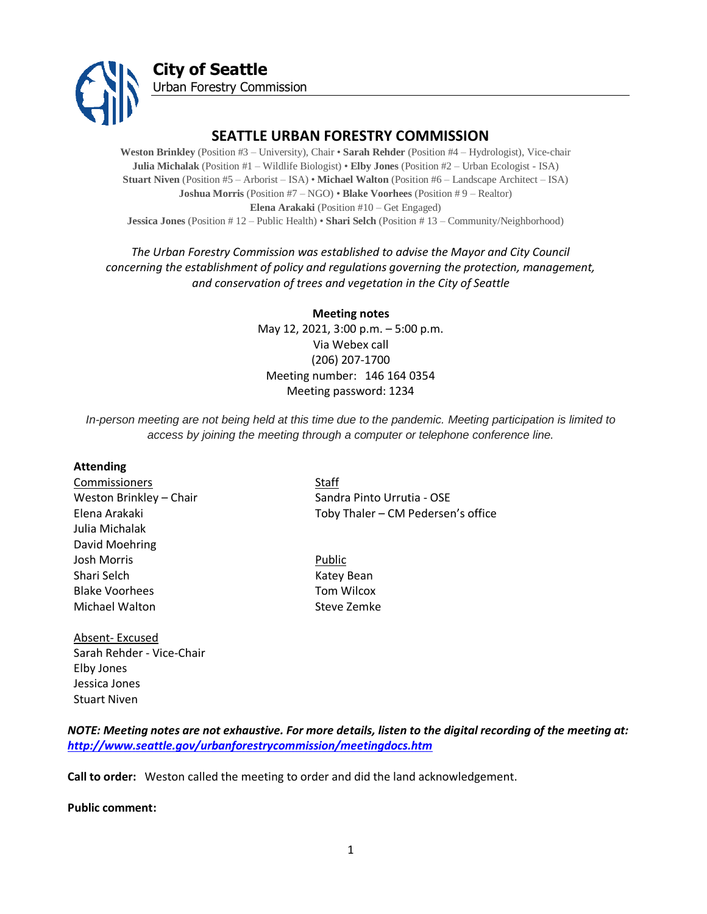**City of Seattle**
Urban Forestry Commission

# SEATTLE URBAN FORESTRY COMMISSION

**Weston Brinkley** (Position #3 – University), Chair • **Sarah Rehder** (Position #4 – Hydrologist), Vice-chair
**Julia Michalak** (Position #1 – Wildlife Biologist) • **Elby Jones** (Position #2 – Urban Ecologist - ISA)
**Stuart Niven** (Position #5 – Arborist – ISA) • **Michael Walton** (Position #6 – Landscape Architect – ISA)
**Joshua Morris** (Position #7 – NGO) • **Blake Voorhees** (Position # 9 – Realtor)
**Elena Arakaki** (Position #10 – Get Engaged)
**Jessica Jones** (Position # 12 – Public Health) • **Shari Selch** (Position # 13 – Community/Neighborhood)

*The Urban Forestry Commission was established to advise the Mayor and City Council concerning the establishment of policy and regulations governing the protection, management, and conservation of trees and vegetation in the City of Seattle*

**Meeting notes**
May 12, 2021, 3:00 p.m. – 5:00 p.m.
Via Webex call
(206) 207-1700
Meeting number: 146 164 0354
Meeting password: 1234

*In-person meeting are not being held at this time due to the pandemic. Meeting participation is limited to access by joining the meeting through a computer or telephone conference line.*

**Attending**

Commissioners
Weston Brinkley – Chair
Elena Arakaki
Julia Michalak
David Moehring
Josh Morris
Shari Selch
Blake Voorhees
Michael Walton

Staff
Sandra Pinto Urrutia - OSE
Toby Thaler – CM Pedersen's office

Public
Katey Bean
Tom Wilcox
Steve Zemke

Absent- Excused
Sarah Rehder - Vice-Chair
Elby Jones
Jessica Jones
Stuart Niven

***NOTE: Meeting notes are not exhaustive. For more details, listen to the digital recording of the meeting at: [http://www.seattle.gov/urbanforestrycommission/meetingdocs.htm](http://www.seattle.gov/urbanforestrycommission/meetingdocs.htm)***

**Call to order:** Weston called the meeting to order and did the land acknowledgement.

**Public comment:**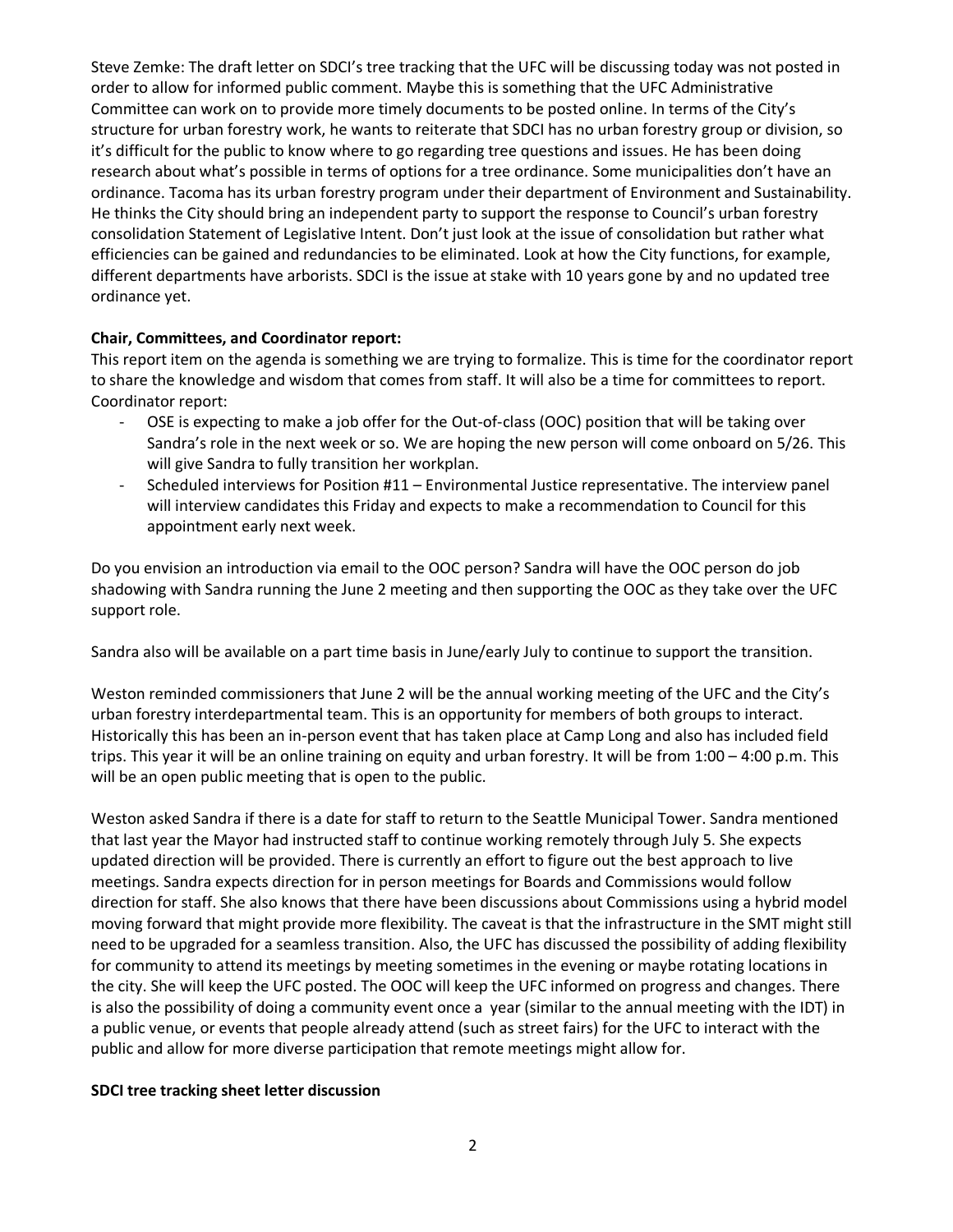Steve Zemke: The draft letter on SDCI's tree tracking that the UFC will be discussing today was not posted in order to allow for informed public comment. Maybe this is something that the UFC Administrative Committee can work on to provide more timely documents to be posted online. In terms of the City's structure for urban forestry work, he wants to reiterate that SDCI has no urban forestry group or division, so it's difficult for the public to know where to go regarding tree questions and issues. He has been doing research about what's possible in terms of options for a tree ordinance. Some municipalities don't have an ordinance. Tacoma has its urban forestry program under their department of Environment and Sustainability. He thinks the City should bring an independent party to support the response to Council's urban forestry consolidation Statement of Legislative Intent. Don't just look at the issue of consolidation but rather what efficiencies can be gained and redundancies to be eliminated. Look at how the City functions, for example, different departments have arborists. SDCI is the issue at stake with 10 years gone by and no updated tree ordinance yet.

**Chair, Committees, and Coordinator report:**

This report item on the agenda is something we are trying to formalize. This is time for the coordinator report to share the knowledge and wisdom that comes from staff. It will also be a time for committees to report.

Coordinator report:

- OSE is expecting to make a job offer for the Out-of-class (OOC) position that will be taking over Sandra's role in the next week or so. We are hoping the new person will come onboard on 5/26. This will give Sandra to fully transition her workplan.
- Scheduled interviews for Position #11 – Environmental Justice representative. The interview panel will interview candidates this Friday and expects to make a recommendation to Council for this appointment early next week.

Do you envision an introduction via email to the OOC person? Sandra will have the OOC person do job shadowing with Sandra running the June 2 meeting and then supporting the OOC as they take over the UFC support role.

Sandra also will be available on a part time basis in June/early July to continue to support the transition.

Weston reminded commissioners that June 2 will be the annual working meeting of the UFC and the City's urban forestry interdepartmental team. This is an opportunity for members of both groups to interact. Historically this has been an in-person event that has taken place at Camp Long and also has included field trips. This year it will be an online training on equity and urban forestry. It will be from 1:00 – 4:00 p.m. This will be an open public meeting that is open to the public.

Weston asked Sandra if there is a date for staff to return to the Seattle Municipal Tower. Sandra mentioned that last year the Mayor had instructed staff to continue working remotely through July 5. She expects updated direction will be provided. There is currently an effort to figure out the best approach to live meetings. Sandra expects direction for in person meetings for Boards and Commissions would follow direction for staff. She also knows that there have been discussions about Commissions using a hybrid model moving forward that might provide more flexibility. The caveat is that the infrastructure in the SMT might still need to be upgraded for a seamless transition. Also, the UFC has discussed the possibility of adding flexibility for community to attend its meetings by meeting sometimes in the evening or maybe rotating locations in the city. She will keep the UFC posted. The OOC will keep the UFC informed on progress and changes. There is also the possibility of doing a community event once a year (similar to the annual meeting with the IDT) in a public venue, or events that people already attend (such as street fairs) for the UFC to interact with the public and allow for more diverse participation that remote meetings might allow for.

**SDCI tree tracking sheet letter discussion**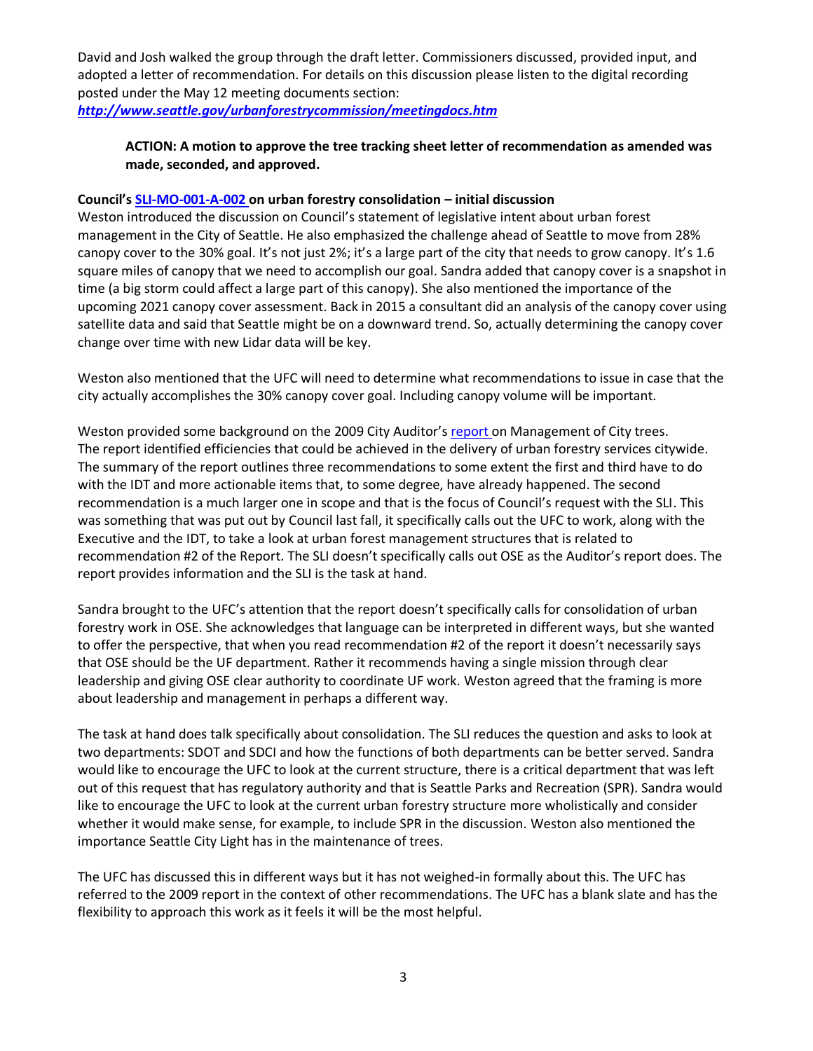David and Josh walked the group through the draft letter. Commissioners discussed, provided input, and adopted a letter of recommendation. For details on this discussion please listen to the digital recording posted under the May 12 meeting documents section:
***http://www.seattle.gov/urbanforestrycommission/meetingdocs.htm***

> **ACTION: A motion to approve the tree tracking sheet letter of recommendation as amended was made, seconded, and approved.**

**Council's SLI-MO-001-A-002 on urban forestry consolidation – initial discussion**

Weston introduced the discussion on Council's statement of legislative intent about urban forest management in the City of Seattle. He also emphasized the challenge ahead of Seattle to move from 28% canopy cover to the 30% goal. It's not just 2%; it's a large part of the city that needs to grow canopy. It's 1.6 square miles of canopy that we need to accomplish our goal. Sandra added that canopy cover is a snapshot in time (a big storm could affect a large part of this canopy). She also mentioned the importance of the upcoming 2021 canopy cover assessment. Back in 2015 a consultant did an analysis of the canopy cover using satellite data and said that Seattle might be on a downward trend. So, actually determining the canopy cover change over time with new Lidar data will be key.

Weston also mentioned that the UFC will need to determine what recommendations to issue in case that the city actually accomplishes the 30% canopy cover goal. Including canopy volume will be important.

Weston provided some background on the 2009 City Auditor's report on Management of City trees. The report identified efficiencies that could be achieved in the delivery of urban forestry services citywide. The summary of the report outlines three recommendations to some extent the first and third have to do with the IDT and more actionable items that, to some degree, have already happened. The second recommendation is a much larger one in scope and that is the focus of Council's request with the SLI. This was something that was put out by Council last fall, it specifically calls out the UFC to work, along with the Executive and the IDT, to take a look at urban forest management structures that is related to recommendation #2 of the Report. The SLI doesn't specifically calls out OSE as the Auditor's report does. The report provides information and the SLI is the task at hand.

Sandra brought to the UFC's attention that the report doesn't specifically calls for consolidation of urban forestry work in OSE. She acknowledges that language can be interpreted in different ways, but she wanted to offer the perspective, that when you read recommendation #2 of the report it doesn't necessarily says that OSE should be the UF department. Rather it recommends having a single mission through clear leadership and giving OSE clear authority to coordinate UF work. Weston agreed that the framing is more about leadership and management in perhaps a different way.

The task at hand does talk specifically about consolidation. The SLI reduces the question and asks to look at two departments: SDOT and SDCI and how the functions of both departments can be better served. Sandra would like to encourage the UFC to look at the current structure, there is a critical department that was left out of this request that has regulatory authority and that is Seattle Parks and Recreation (SPR). Sandra would like to encourage the UFC to look at the current urban forestry structure more wholistically and consider whether it would make sense, for example, to include SPR in the discussion. Weston also mentioned the importance Seattle City Light has in the maintenance of trees.

The UFC has discussed this in different ways but it has not weighed-in formally about this. The UFC has referred to the 2009 report in the context of other recommendations. The UFC has a blank slate and has the flexibility to approach this work as it feels it will be the most helpful.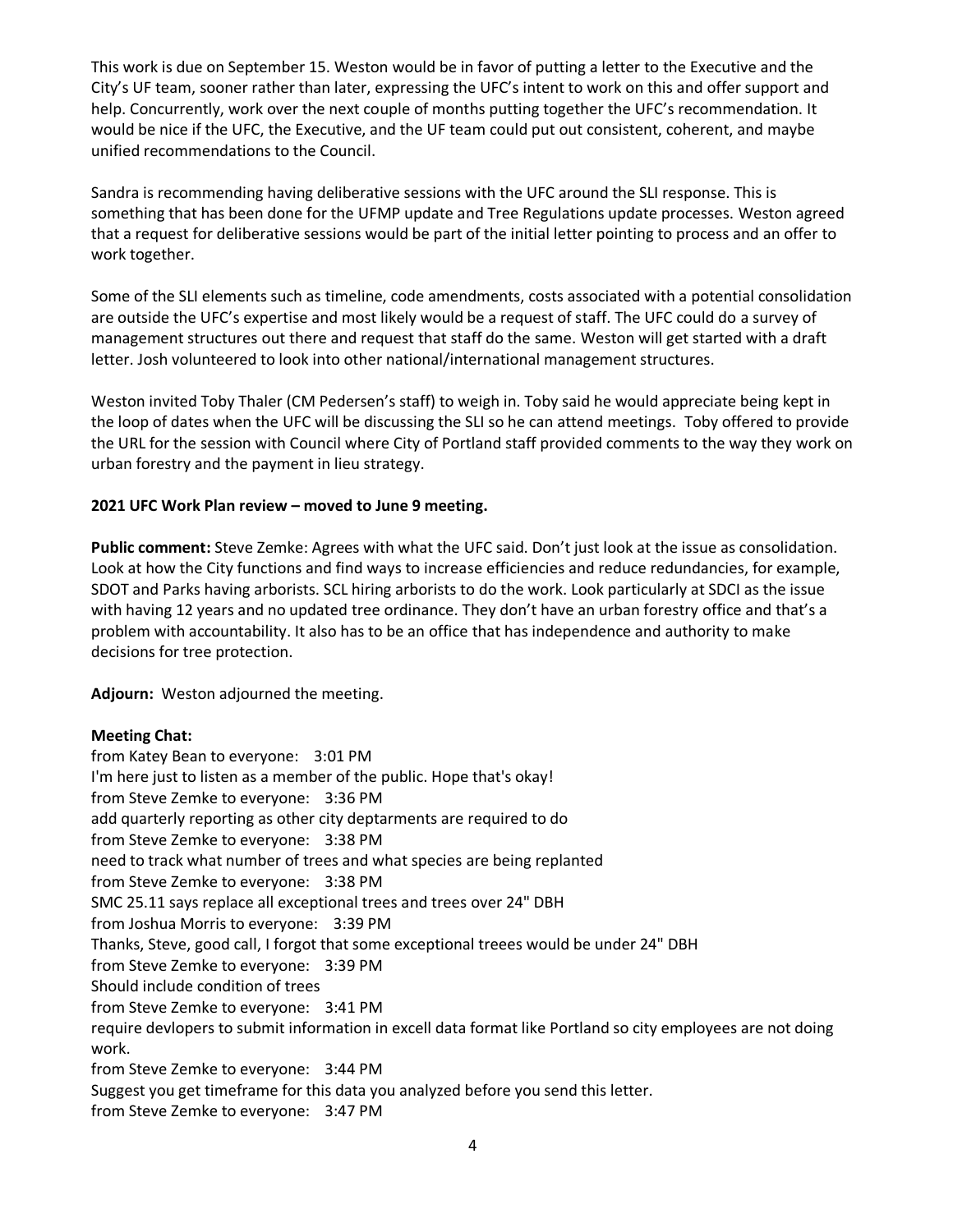This work is due on September 15. Weston would be in favor of putting a letter to the Executive and the City's UF team, sooner rather than later, expressing the UFC's intent to work on this and offer support and help. Concurrently, work over the next couple of months putting together the UFC's recommendation. It would be nice if the UFC, the Executive, and the UF team could put out consistent, coherent, and maybe unified recommendations to the Council.

Sandra is recommending having deliberative sessions with the UFC around the SLI response. This is something that has been done for the UFMP update and Tree Regulations update processes. Weston agreed that a request for deliberative sessions would be part of the initial letter pointing to process and an offer to work together.

Some of the SLI elements such as timeline, code amendments, costs associated with a potential consolidation are outside the UFC's expertise and most likely would be a request of staff. The UFC could do a survey of management structures out there and request that staff do the same. Weston will get started with a draft letter. Josh volunteered to look into other national/international management structures.

Weston invited Toby Thaler (CM Pedersen's staff) to weigh in. Toby said he would appreciate being kept in the loop of dates when the UFC will be discussing the SLI so he can attend meetings. Toby offered to provide the URL for the session with Council where City of Portland staff provided comments to the way they work on urban forestry and the payment in lieu strategy.

**2021 UFC Work Plan review – moved to June 9 meeting.**

**Public comment:** Steve Zemke: Agrees with what the UFC said. Don't just look at the issue as consolidation. Look at how the City functions and find ways to increase efficiencies and reduce redundancies, for example, SDOT and Parks having arborists. SCL hiring arborists to do the work. Look particularly at SDCI as the issue with having 12 years and no updated tree ordinance. They don't have an urban forestry office and that's a problem with accountability. It also has to be an office that has independence and authority to make decisions for tree protection.

**Adjourn:** Weston adjourned the meeting.

**Meeting Chat:**

from Katey Bean to everyone: 3:01 PM
I'm here just to listen as a member of the public. Hope that's okay!
from Steve Zemke to everyone: 3:36 PM
add quarterly reporting as other city deptarments are required to do
from Steve Zemke to everyone: 3:38 PM
need to track what number of trees and what species are being replanted
from Steve Zemke to everyone: 3:38 PM
SMC 25.11 says replace all exceptional trees and trees over 24" DBH
from Joshua Morris to everyone: 3:39 PM
Thanks, Steve, good call, I forgot that some exceptional treees would be under 24" DBH
from Steve Zemke to everyone: 3:39 PM
Should include condition of trees
from Steve Zemke to everyone: 3:41 PM
require devlopers to submit information in excell data format like Portland so city employees are not doing work.
from Steve Zemke to everyone: 3:44 PM
Suggest you get timeframe for this data you analyzed before you send this letter.
from Steve Zemke to everyone: 3:47 PM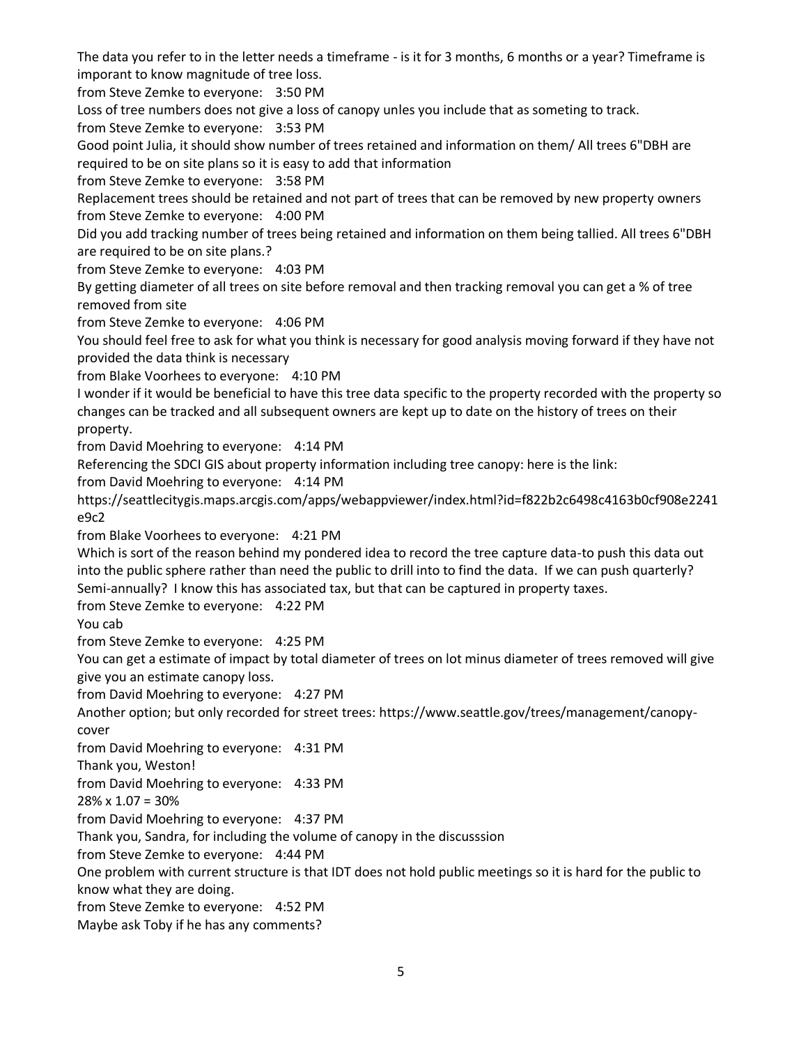The data you refer to in the letter needs a timeframe - is it for 3 months, 6 months or a year? Timeframe is imporant to know magnitude of tree loss.

from Steve Zemke to everyone: 3:50 PM

Loss of tree numbers does not give a loss of canopy unles you include that as someting to track.

from Steve Zemke to everyone: 3:53 PM

Good point Julia, it should show number of trees retained and information on them/ All trees 6"DBH are required to be on site plans so it is easy to add that information

from Steve Zemke to everyone: 3:58 PM

Replacement trees should be retained and not part of trees that can be removed by new property owners

from Steve Zemke to everyone: 4:00 PM

Did you add tracking number of trees being retained and information on them being tallied. All trees 6"DBH are required to be on site plans.?

from Steve Zemke to everyone: 4:03 PM

By getting diameter of all trees on site before removal and then tracking removal you can get a % of tree removed from site

from Steve Zemke to everyone: 4:06 PM

You should feel free to ask for what you think is necessary for good analysis moving forward if they have not provided the data think is necessary

from Blake Voorhees to everyone: 4:10 PM

I wonder if it would be beneficial to have this tree data specific to the property recorded with the property so changes can be tracked and all subsequent owners are kept up to date on the history of trees on their property.

from David Moehring to everyone: 4:14 PM

Referencing the SDCI GIS about property information including tree canopy: here is the link:

from David Moehring to everyone: 4:14 PM

https://seattlecitygis.maps.arcgis.com/apps/webappviewer/index.html?id=f822b2c6498c4163b0cf908e2241e9c2

from Blake Voorhees to everyone: 4:21 PM

Which is sort of the reason behind my pondered idea to record the tree capture data-to push this data out into the public sphere rather than need the public to drill into to find the data. If we can push quarterly? Semi-annually? I know this has associated tax, but that can be captured in property taxes.

from Steve Zemke to everyone: 4:22 PM

You cab

from Steve Zemke to everyone: 4:25 PM

You can get a estimate of impact by total diameter of trees on lot minus diameter of trees removed will give give you an estimate canopy loss.

from David Moehring to everyone: 4:27 PM

Another option; but only recorded for street trees: https://www.seattle.gov/trees/management/canopy-cover

from David Moehring to everyone: 4:31 PM

Thank you, Weston!

from David Moehring to everyone: 4:33 PM

28% x 1.07 = 30%

from David Moehring to everyone: 4:37 PM

Thank you, Sandra, for including the volume of canopy in the discusssion

from Steve Zemke to everyone: 4:44 PM

One problem with current structure is that IDT does not hold public meetings so it is hard for the public to know what they are doing.

from Steve Zemke to everyone: 4:52 PM

Maybe ask Toby if he has any comments?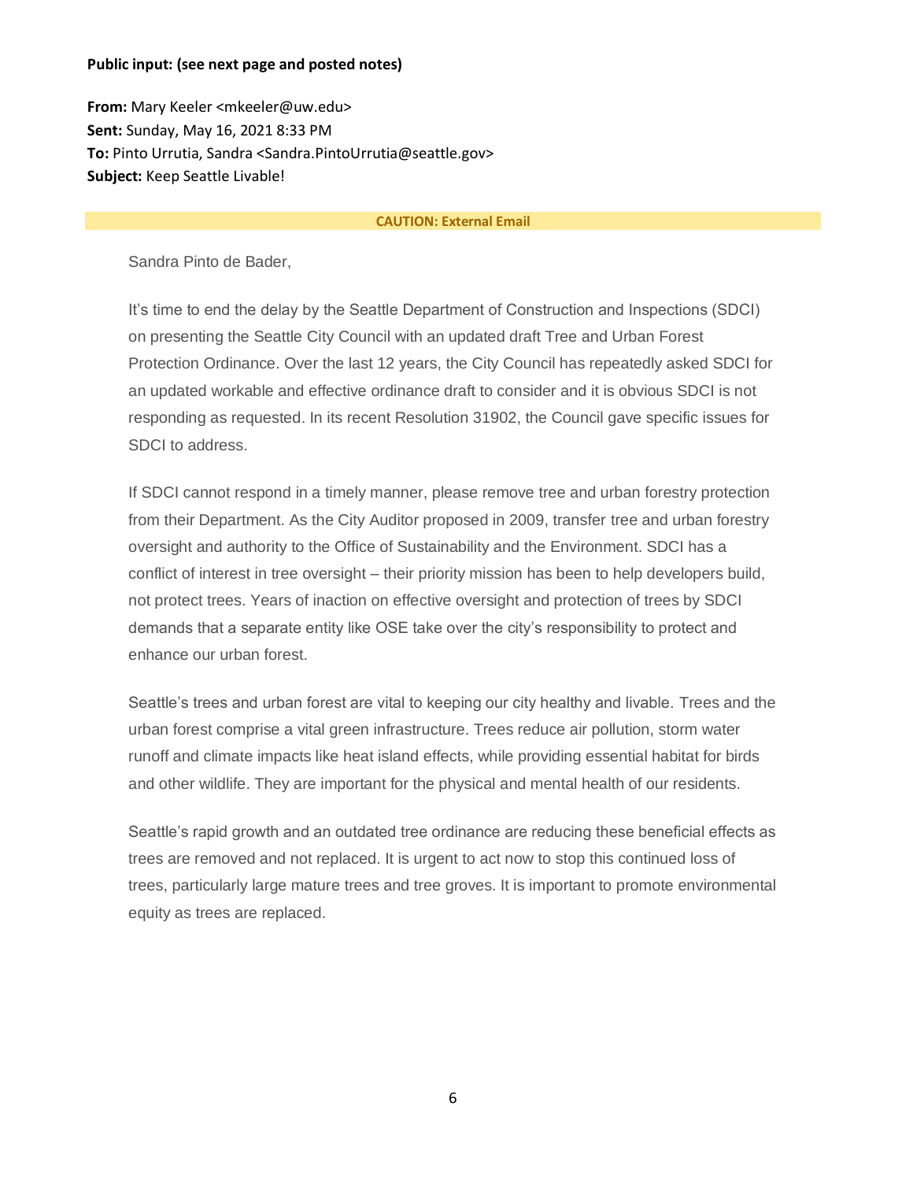**Public input: (see next page and posted notes)**

**From:** Mary Keeler <mkeeler@uw.edu>
**Sent:** Sunday, May 16, 2021 8:33 PM
**To:** Pinto Urrutia, Sandra <Sandra.PintoUrrutia@seattle.gov>
**Subject:** Keep Seattle Livable!

**CAUTION: External Email**

Sandra Pinto de Bader,

It's time to end the delay by the Seattle Department of Construction and Inspections (SDCI) on presenting the Seattle City Council with an updated draft Tree and Urban Forest Protection Ordinance. Over the last 12 years, the City Council has repeatedly asked SDCI for an updated workable and effective ordinance draft to consider and it is obvious SDCI is not responding as requested. In its recent Resolution 31902, the Council gave specific issues for SDCI to address.

If SDCI cannot respond in a timely manner, please remove tree and urban forestry protection from their Department. As the City Auditor proposed in 2009, transfer tree and urban forestry oversight and authority to the Office of Sustainability and the Environment. SDCI has a conflict of interest in tree oversight – their priority mission has been to help developers build, not protect trees. Years of inaction on effective oversight and protection of trees by SDCI demands that a separate entity like OSE take over the city's responsibility to protect and enhance our urban forest.

Seattle's trees and urban forest are vital to keeping our city healthy and livable. Trees and the urban forest comprise a vital green infrastructure. Trees reduce air pollution, storm water runoff and climate impacts like heat island effects, while providing essential habitat for birds and other wildlife. They are important for the physical and mental health of our residents.

Seattle's rapid growth and an outdated tree ordinance are reducing these beneficial effects as trees are removed and not replaced. It is urgent to act now to stop this continued loss of trees, particularly large mature trees and tree groves. It is important to promote environmental equity as trees are replaced.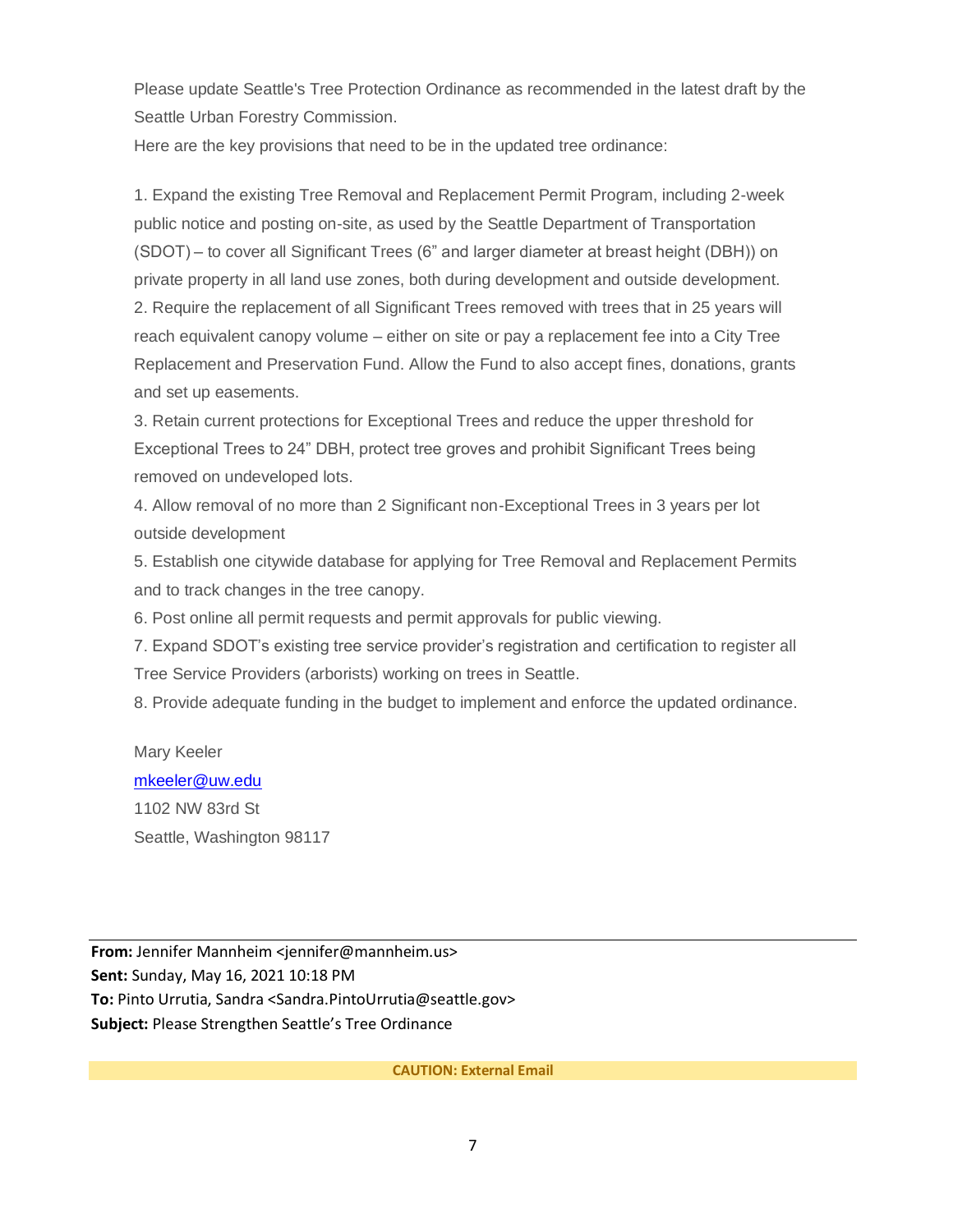Please update Seattle's Tree Protection Ordinance as recommended in the latest draft by the Seattle Urban Forestry Commission.

Here are the key provisions that need to be in the updated tree ordinance:

1. Expand the existing Tree Removal and Replacement Permit Program, including 2-week public notice and posting on-site, as used by the Seattle Department of Transportation (SDOT) – to cover all Significant Trees (6" and larger diameter at breast height (DBH)) on private property in all land use zones, both during development and outside development.
2. Require the replacement of all Significant Trees removed with trees that in 25 years will reach equivalent canopy volume – either on site or pay a replacement fee into a City Tree Replacement and Preservation Fund. Allow the Fund to also accept fines, donations, grants and set up easements.
3. Retain current protections for Exceptional Trees and reduce the upper threshold for Exceptional Trees to 24" DBH, protect tree groves and prohibit Significant Trees being removed on undeveloped lots.
4. Allow removal of no more than 2 Significant non-Exceptional Trees in 3 years per lot outside development
5. Establish one citywide database for applying for Tree Removal and Replacement Permits and to track changes in the tree canopy.
6. Post online all permit requests and permit approvals for public viewing.
7. Expand SDOT's existing tree service provider's registration and certification to register all Tree Service Providers (arborists) working on trees in Seattle.
8. Provide adequate funding in the budget to implement and enforce the updated ordinance.

Mary Keeler
mkeeler@uw.edu
1102 NW 83rd St
Seattle, Washington 98117

---

**From:** Jennifer Mannheim <jennifer@mannheim.us>
**Sent:** Sunday, May 16, 2021 10:18 PM
**To:** Pinto Urrutia, Sandra <Sandra.PintoUrrutia@seattle.gov>
**Subject:** Please Strengthen Seattle's Tree Ordinance

**CAUTION: External Email**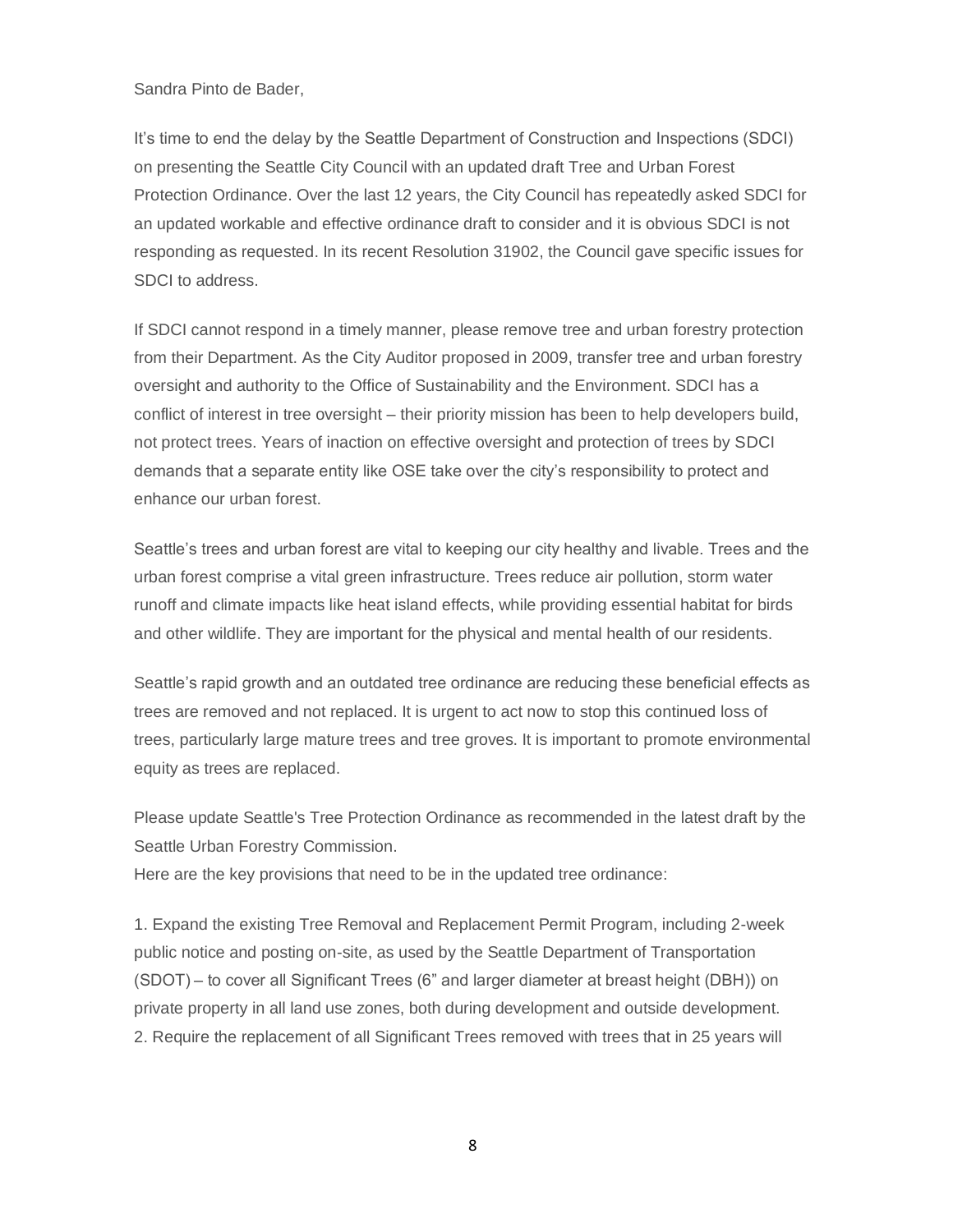Sandra Pinto de Bader,

It's time to end the delay by the Seattle Department of Construction and Inspections (SDCI) on presenting the Seattle City Council with an updated draft Tree and Urban Forest Protection Ordinance. Over the last 12 years, the City Council has repeatedly asked SDCI for an updated workable and effective ordinance draft to consider and it is obvious SDCI is not responding as requested. In its recent Resolution 31902, the Council gave specific issues for SDCI to address.

If SDCI cannot respond in a timely manner, please remove tree and urban forestry protection from their Department. As the City Auditor proposed in 2009, transfer tree and urban forestry oversight and authority to the Office of Sustainability and the Environment. SDCI has a conflict of interest in tree oversight – their priority mission has been to help developers build, not protect trees. Years of inaction on effective oversight and protection of trees by SDCI demands that a separate entity like OSE take over the city's responsibility to protect and enhance our urban forest.

Seattle's trees and urban forest are vital to keeping our city healthy and livable. Trees and the urban forest comprise a vital green infrastructure. Trees reduce air pollution, storm water runoff and climate impacts like heat island effects, while providing essential habitat for birds and other wildlife. They are important for the physical and mental health of our residents.

Seattle's rapid growth and an outdated tree ordinance are reducing these beneficial effects as trees are removed and not replaced. It is urgent to act now to stop this continued loss of trees, particularly large mature trees and tree groves. It is important to promote environmental equity as trees are replaced.

Please update Seattle's Tree Protection Ordinance as recommended in the latest draft by the Seattle Urban Forestry Commission.

Here are the key provisions that need to be in the updated tree ordinance:

1. Expand the existing Tree Removal and Replacement Permit Program, including 2-week public notice and posting on-site, as used by the Seattle Department of Transportation (SDOT) – to cover all Significant Trees (6" and larger diameter at breast height (DBH)) on private property in all land use zones, both during development and outside development.
2. Require the replacement of all Significant Trees removed with trees that in 25 years will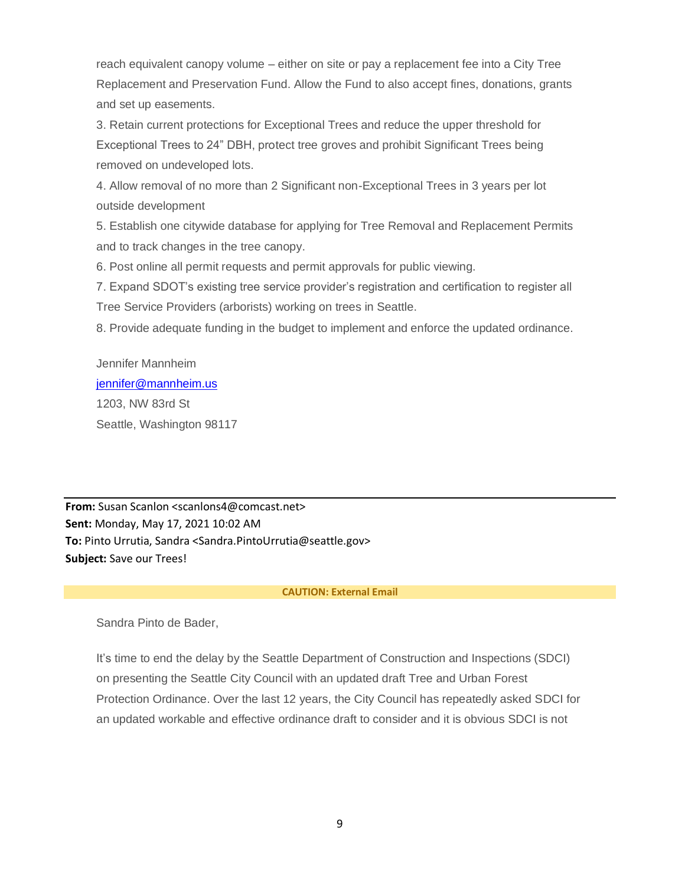reach equivalent canopy volume – either on site or pay a replacement fee into a City Tree Replacement and Preservation Fund. Allow the Fund to also accept fines, donations, grants and set up easements.

3. Retain current protections for Exceptional Trees and reduce the upper threshold for Exceptional Trees to 24" DBH, protect tree groves and prohibit Significant Trees being removed on undeveloped lots.

4. Allow removal of no more than 2 Significant non-Exceptional Trees in 3 years per lot outside development

5. Establish one citywide database for applying for Tree Removal and Replacement Permits and to track changes in the tree canopy.

6. Post online all permit requests and permit approvals for public viewing.

7. Expand SDOT's existing tree service provider's registration and certification to register all Tree Service Providers (arborists) working on trees in Seattle.

8. Provide adequate funding in the budget to implement and enforce the updated ordinance.

Jennifer Mannheim
jennifer@mannheim.us
1203, NW 83rd St
Seattle, Washington 98117

---

**From:** Susan Scanlon <scanlons4@comcast.net>
**Sent:** Monday, May 17, 2021 10:02 AM
**To:** Pinto Urrutia, Sandra <Sandra.PintoUrrutia@seattle.gov>
**Subject:** Save our Trees!

**CAUTION: External Email**

Sandra Pinto de Bader,

It's time to end the delay by the Seattle Department of Construction and Inspections (SDCI) on presenting the Seattle City Council with an updated draft Tree and Urban Forest Protection Ordinance. Over the last 12 years, the City Council has repeatedly asked SDCI for an updated workable and effective ordinance draft to consider and it is obvious SDCI is not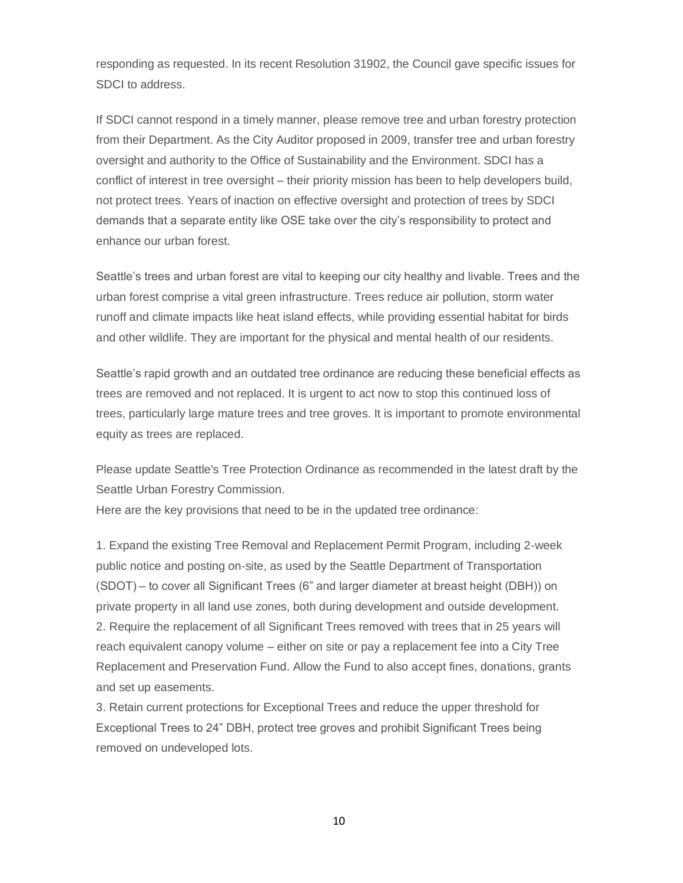responding as requested. In its recent Resolution 31902, the Council gave specific issues for SDCI to address.

If SDCI cannot respond in a timely manner, please remove tree and urban forestry protection from their Department. As the City Auditor proposed in 2009, transfer tree and urban forestry oversight and authority to the Office of Sustainability and the Environment. SDCI has a conflict of interest in tree oversight – their priority mission has been to help developers build, not protect trees. Years of inaction on effective oversight and protection of trees by SDCI demands that a separate entity like OSE take over the city's responsibility to protect and enhance our urban forest.

Seattle's trees and urban forest are vital to keeping our city healthy and livable. Trees and the urban forest comprise a vital green infrastructure. Trees reduce air pollution, storm water runoff and climate impacts like heat island effects, while providing essential habitat for birds and other wildlife. They are important for the physical and mental health of our residents.

Seattle's rapid growth and an outdated tree ordinance are reducing these beneficial effects as trees are removed and not replaced. It is urgent to act now to stop this continued loss of trees, particularly large mature trees and tree groves. It is important to promote environmental equity as trees are replaced.

Please update Seattle's Tree Protection Ordinance as recommended in the latest draft by the Seattle Urban Forestry Commission.
Here are the key provisions that need to be in the updated tree ordinance:

1. Expand the existing Tree Removal and Replacement Permit Program, including 2-week public notice and posting on-site, as used by the Seattle Department of Transportation (SDOT) – to cover all Significant Trees (6" and larger diameter at breast height (DBH)) on private property in all land use zones, both during development and outside development.
2. Require the replacement of all Significant Trees removed with trees that in 25 years will reach equivalent canopy volume – either on site or pay a replacement fee into a City Tree Replacement and Preservation Fund. Allow the Fund to also accept fines, donations, grants and set up easements.
3. Retain current protections for Exceptional Trees and reduce the upper threshold for Exceptional Trees to 24" DBH, protect tree groves and prohibit Significant Trees being removed on undeveloped lots.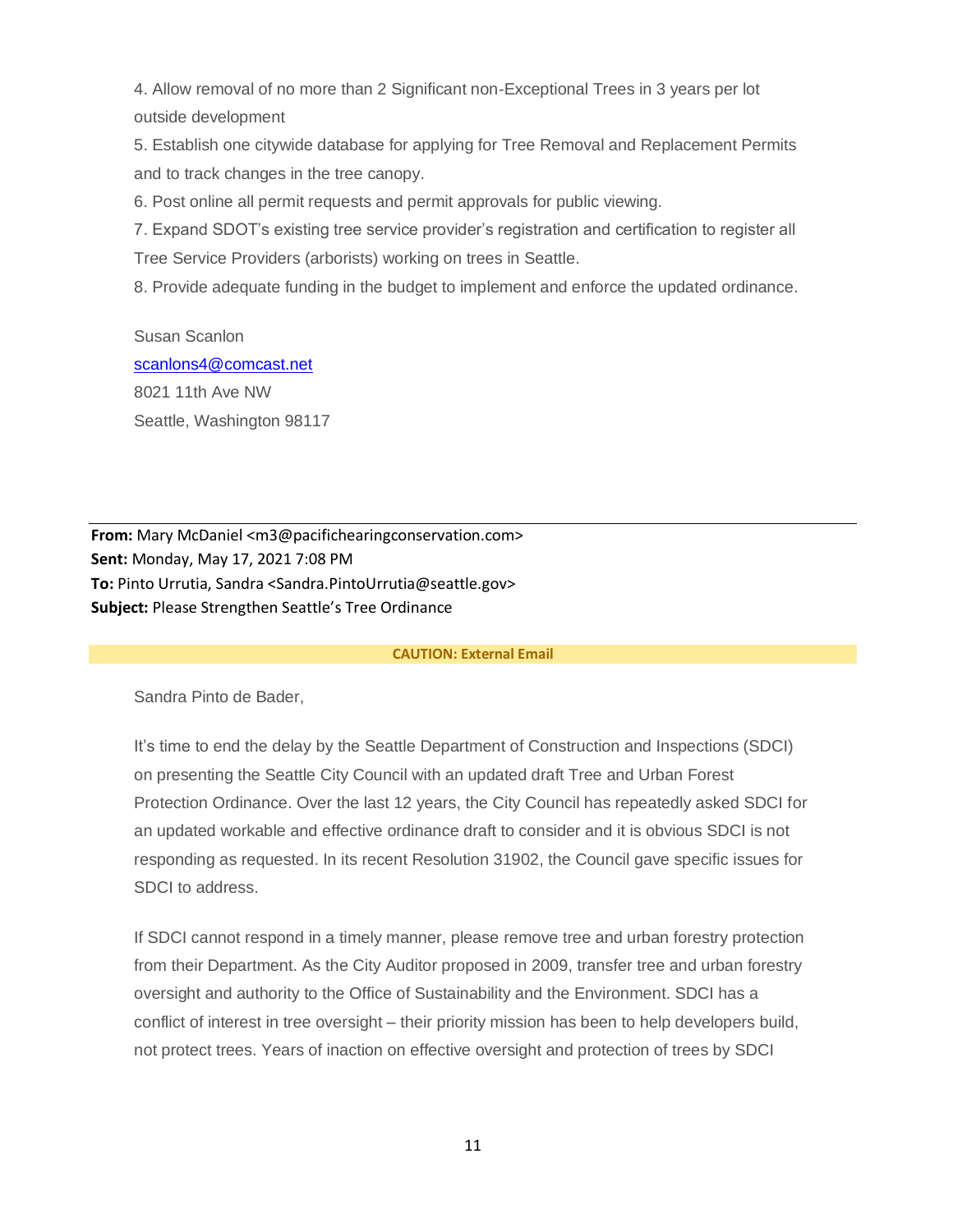4. Allow removal of no more than 2 Significant non-Exceptional Trees in 3 years per lot outside development
5. Establish one citywide database for applying for Tree Removal and Replacement Permits and to track changes in the tree canopy.
6. Post online all permit requests and permit approvals for public viewing.
7. Expand SDOT's existing tree service provider's registration and certification to register all Tree Service Providers (arborists) working on trees in Seattle.
8. Provide adequate funding in the budget to implement and enforce the updated ordinance.

Susan Scanlon
scanlons4@comcast.net
8021 11th Ave NW
Seattle, Washington 98117

---

**From:** Mary McDaniel <m3@pacifichearingconservation.com>
**Sent:** Monday, May 17, 2021 7:08 PM
**To:** Pinto Urrutia, Sandra <Sandra.PintoUrrutia@seattle.gov>
**Subject:** Please Strengthen Seattle's Tree Ordinance

**CAUTION: External Email**

Sandra Pinto de Bader,

It's time to end the delay by the Seattle Department of Construction and Inspections (SDCI) on presenting the Seattle City Council with an updated draft Tree and Urban Forest Protection Ordinance. Over the last 12 years, the City Council has repeatedly asked SDCI for an updated workable and effective ordinance draft to consider and it is obvious SDCI is not responding as requested. In its recent Resolution 31902, the Council gave specific issues for SDCI to address.

If SDCI cannot respond in a timely manner, please remove tree and urban forestry protection from their Department. As the City Auditor proposed in 2009, transfer tree and urban forestry oversight and authority to the Office of Sustainability and the Environment. SDCI has a conflict of interest in tree oversight – their priority mission has been to help developers build, not protect trees. Years of inaction on effective oversight and protection of trees by SDCI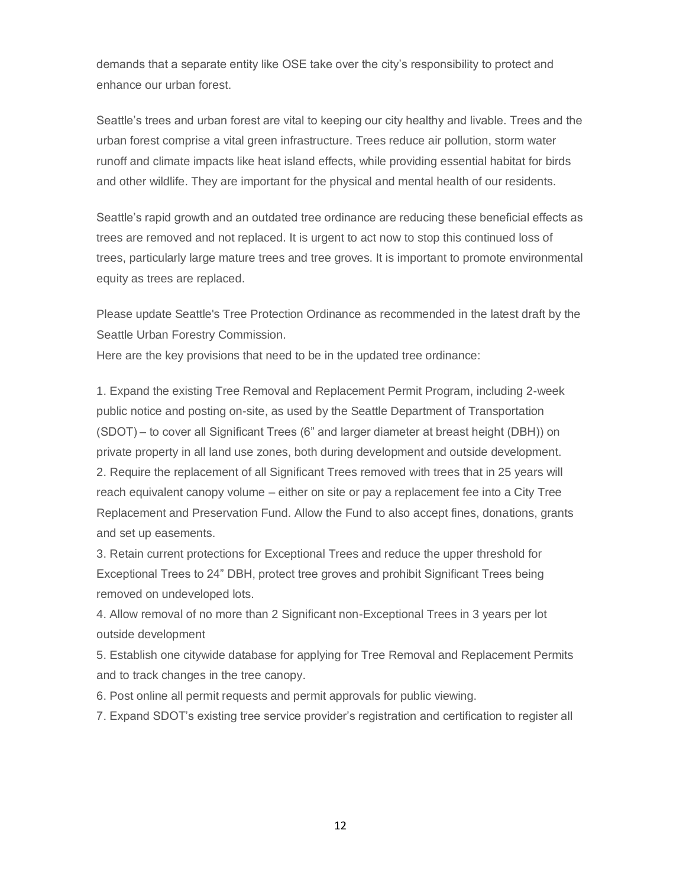demands that a separate entity like OSE take over the city's responsibility to protect and enhance our urban forest.

Seattle's trees and urban forest are vital to keeping our city healthy and livable. Trees and the urban forest comprise a vital green infrastructure. Trees reduce air pollution, storm water runoff and climate impacts like heat island effects, while providing essential habitat for birds and other wildlife. They are important for the physical and mental health of our residents.

Seattle's rapid growth and an outdated tree ordinance are reducing these beneficial effects as trees are removed and not replaced. It is urgent to act now to stop this continued loss of trees, particularly large mature trees and tree groves. It is important to promote environmental equity as trees are replaced.

Please update Seattle's Tree Protection Ordinance as recommended in the latest draft by the Seattle Urban Forestry Commission.

Here are the key provisions that need to be in the updated tree ordinance:

1. Expand the existing Tree Removal and Replacement Permit Program, including 2-week public notice and posting on-site, as used by the Seattle Department of Transportation (SDOT) – to cover all Significant Trees (6" and larger diameter at breast height (DBH)) on private property in all land use zones, both during development and outside development.
2. Require the replacement of all Significant Trees removed with trees that in 25 years will reach equivalent canopy volume – either on site or pay a replacement fee into a City Tree Replacement and Preservation Fund. Allow the Fund to also accept fines, donations, grants and set up easements.
3. Retain current protections for Exceptional Trees and reduce the upper threshold for Exceptional Trees to 24" DBH, protect tree groves and prohibit Significant Trees being removed on undeveloped lots.
4. Allow removal of no more than 2 Significant non-Exceptional Trees in 3 years per lot outside development
5. Establish one citywide database for applying for Tree Removal and Replacement Permits and to track changes in the tree canopy.
6. Post online all permit requests and permit approvals for public viewing.
7. Expand SDOT's existing tree service provider's registration and certification to register all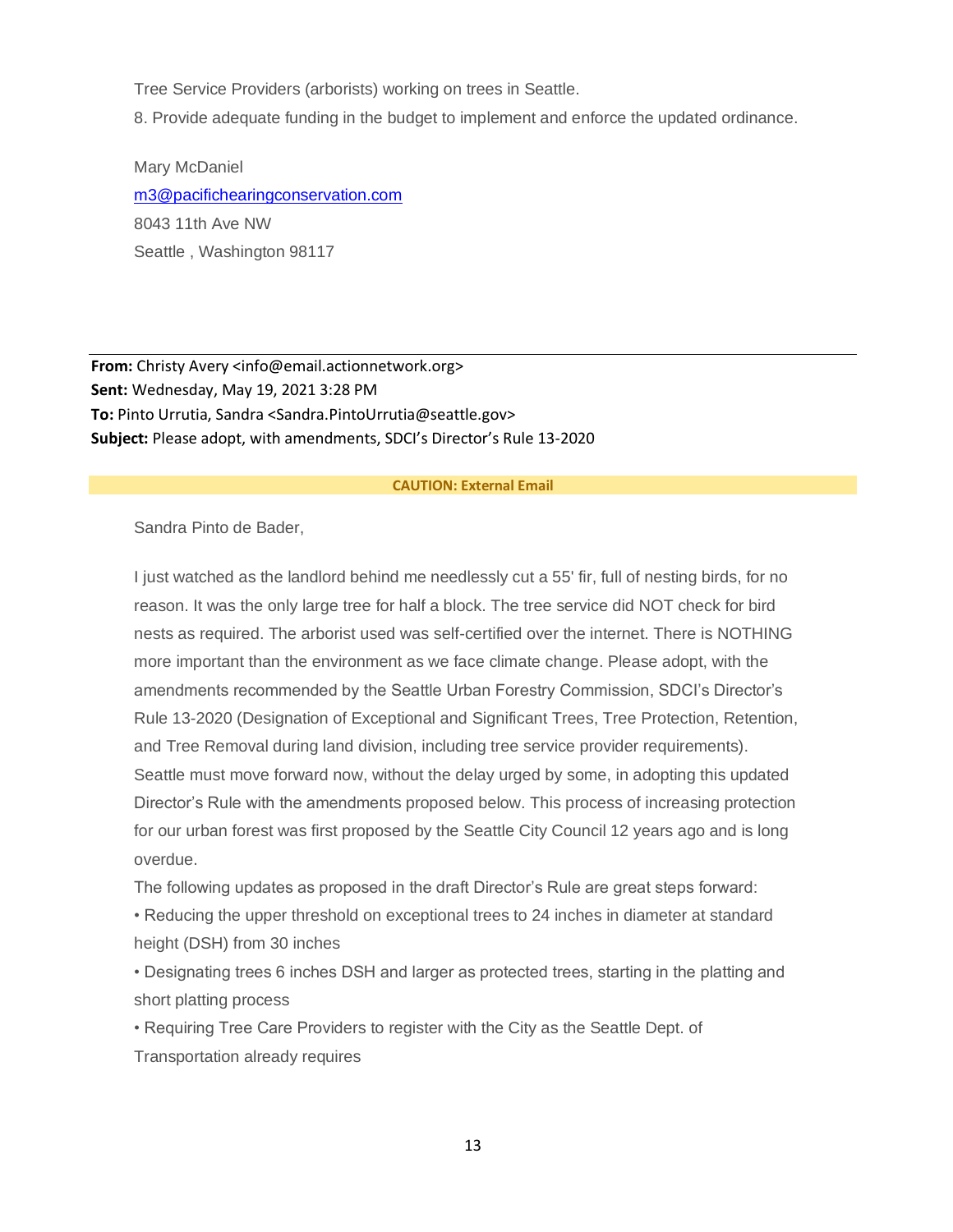Tree Service Providers (arborists) working on trees in Seattle.

8. Provide adequate funding in the budget to implement and enforce the updated ordinance.

Mary McDaniel
m3@pacifichearingconservation.com
8043 11th Ave NW
Seattle , Washington 98117

---

**From:** Christy Avery <info@email.actionnetwork.org>
**Sent:** Wednesday, May 19, 2021 3:28 PM
**To:** Pinto Urrutia, Sandra <Sandra.PintoUrrutia@seattle.gov>
**Subject:** Please adopt, with amendments, SDCI's Director's Rule 13-2020

**CAUTION: External Email**

Sandra Pinto de Bader,

I just watched as the landlord behind me needlessly cut a 55' fir, full of nesting birds, for no reason. It was the only large tree for half a block. The tree service did NOT check for bird nests as required. The arborist used was self-certified over the internet. There is NOTHING more important than the environment as we face climate change. Please adopt, with the amendments recommended by the Seattle Urban Forestry Commission, SDCI's Director's Rule 13-2020 (Designation of Exceptional and Significant Trees, Tree Protection, Retention, and Tree Removal during land division, including tree service provider requirements). Seattle must move forward now, without the delay urged by some, in adopting this updated Director's Rule with the amendments proposed below. This process of increasing protection for our urban forest was first proposed by the Seattle City Council 12 years ago and is long overdue.

The following updates as proposed in the draft Director's Rule are great steps forward:

- Reducing the upper threshold on exceptional trees to 24 inches in diameter at standard height (DSH) from 30 inches
- Designating trees 6 inches DSH and larger as protected trees, starting in the platting and short platting process
- Requiring Tree Care Providers to register with the City as the Seattle Dept. of Transportation already requires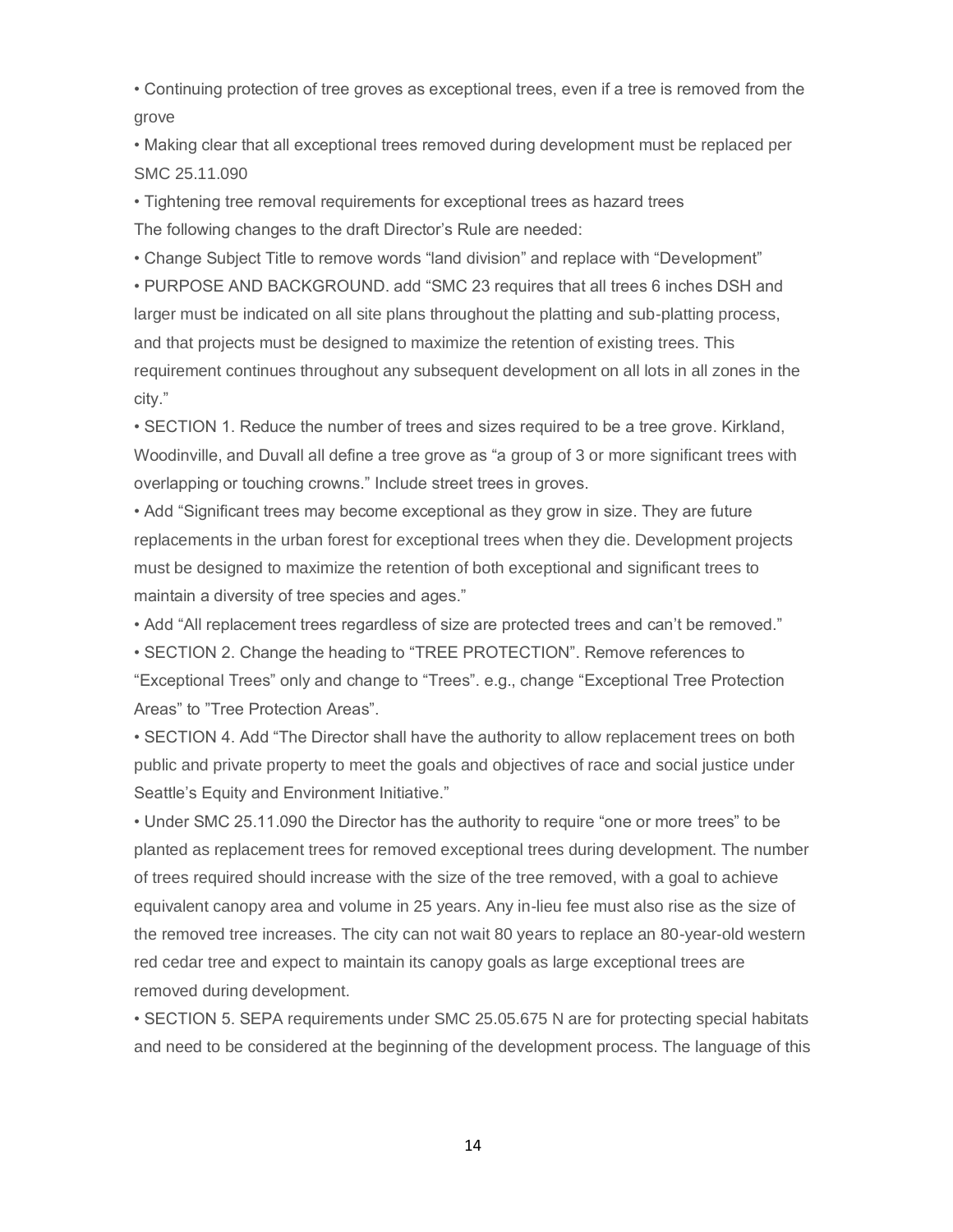- Continuing protection of tree groves as exceptional trees, even if a tree is removed from the grove
- Making clear that all exceptional trees removed during development must be replaced per SMC 25.11.090
- Tightening tree removal requirements for exceptional trees as hazard trees

The following changes to the draft Director's Rule are needed:

- Change Subject Title to remove words "land division" and replace with "Development"
- PURPOSE AND BACKGROUND. add "SMC 23 requires that all trees 6 inches DSH and larger must be indicated on all site plans throughout the platting and sub-platting process, and that projects must be designed to maximize the retention of existing trees. This requirement continues throughout any subsequent development on all lots in all zones in the city."
- SECTION 1. Reduce the number of trees and sizes required to be a tree grove. Kirkland, Woodinville, and Duvall all define a tree grove as "a group of 3 or more significant trees with overlapping or touching crowns." Include street trees in groves.
- Add "Significant trees may become exceptional as they grow in size. They are future replacements in the urban forest for exceptional trees when they die. Development projects must be designed to maximize the retention of both exceptional and significant trees to maintain a diversity of tree species and ages."
- Add "All replacement trees regardless of size are protected trees and can't be removed."
- SECTION 2. Change the heading to "TREE PROTECTION". Remove references to "Exceptional Trees" only and change to "Trees". e.g., change "Exceptional Tree Protection Areas" to "Tree Protection Areas".
- SECTION 4. Add "The Director shall have the authority to allow replacement trees on both public and private property to meet the goals and objectives of race and social justice under Seattle's Equity and Environment Initiative."
- Under SMC 25.11.090 the Director has the authority to require "one or more trees" to be planted as replacement trees for removed exceptional trees during development. The number of trees required should increase with the size of the tree removed, with a goal to achieve equivalent canopy area and volume in 25 years. Any in-lieu fee must also rise as the size of the removed tree increases. The city can not wait 80 years to replace an 80-year-old western red cedar tree and expect to maintain its canopy goals as large exceptional trees are removed during development.
- SECTION 5. SEPA requirements under SMC 25.05.675 N are for protecting special habitats and need to be considered at the beginning of the development process. The language of this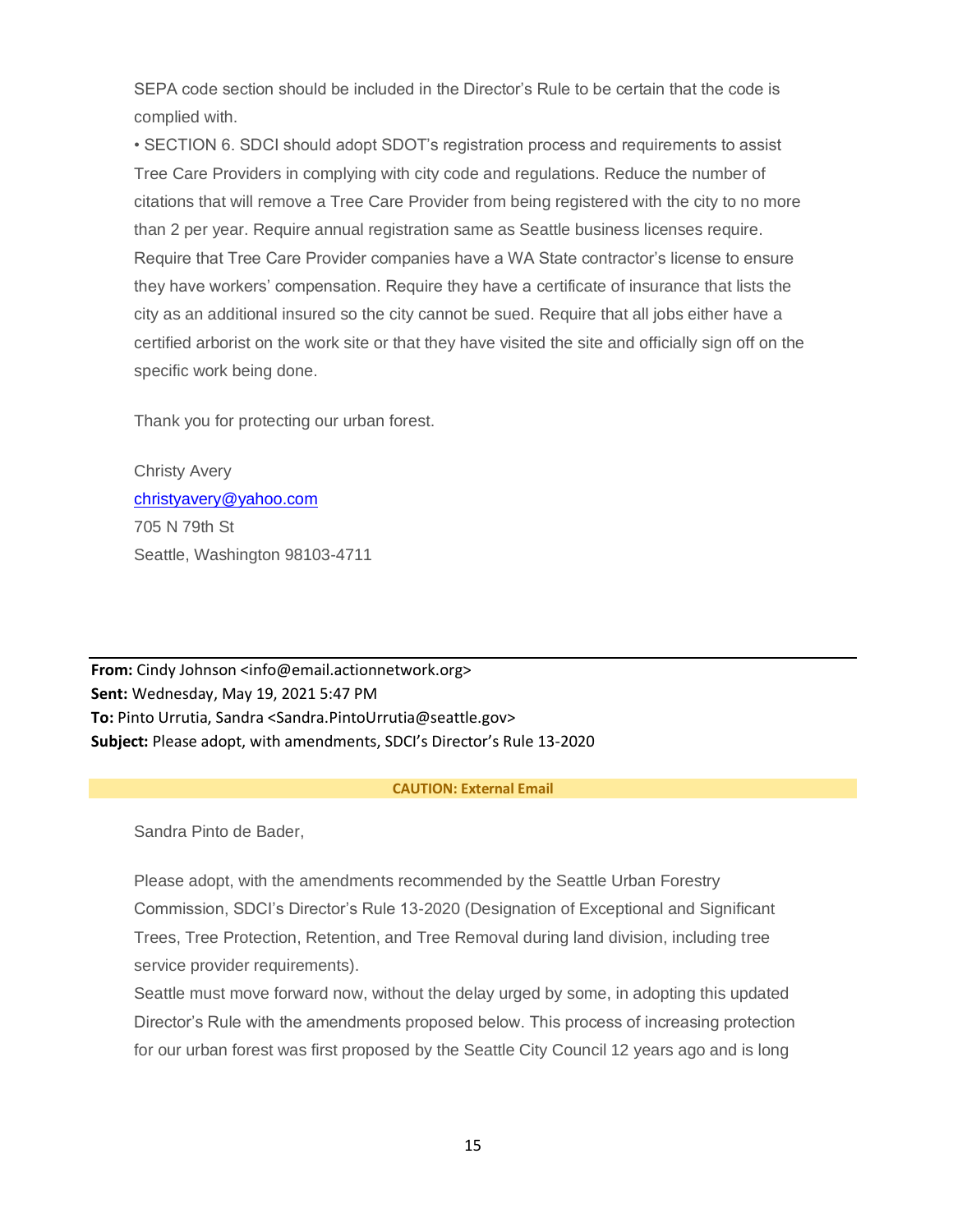SEPA code section should be included in the Director's Rule to be certain that the code is complied with.

• SECTION 6. SDCI should adopt SDOT's registration process and requirements to assist Tree Care Providers in complying with city code and regulations. Reduce the number of citations that will remove a Tree Care Provider from being registered with the city to no more than 2 per year. Require annual registration same as Seattle business licenses require. Require that Tree Care Provider companies have a WA State contractor's license to ensure they have workers' compensation. Require they have a certificate of insurance that lists the city as an additional insured so the city cannot be sued. Require that all jobs either have a certified arborist on the work site or that they have visited the site and officially sign off on the specific work being done.

Thank you for protecting our urban forest.

Christy Avery
christyavery@yahoo.com
705 N 79th St
Seattle, Washington 98103-4711

---

**From:** Cindy Johnson <info@email.actionnetwork.org>
**Sent:** Wednesday, May 19, 2021 5:47 PM
**To:** Pinto Urrutia, Sandra <Sandra.PintoUrrutia@seattle.gov>
**Subject:** Please adopt, with amendments, SDCI's Director's Rule 13-2020

**CAUTION: External Email**

Sandra Pinto de Bader,

Please adopt, with the amendments recommended by the Seattle Urban Forestry Commission, SDCI's Director's Rule 13-2020 (Designation of Exceptional and Significant Trees, Tree Protection, Retention, and Tree Removal during land division, including tree service provider requirements).

Seattle must move forward now, without the delay urged by some, in adopting this updated Director's Rule with the amendments proposed below. This process of increasing protection for our urban forest was first proposed by the Seattle City Council 12 years ago and is long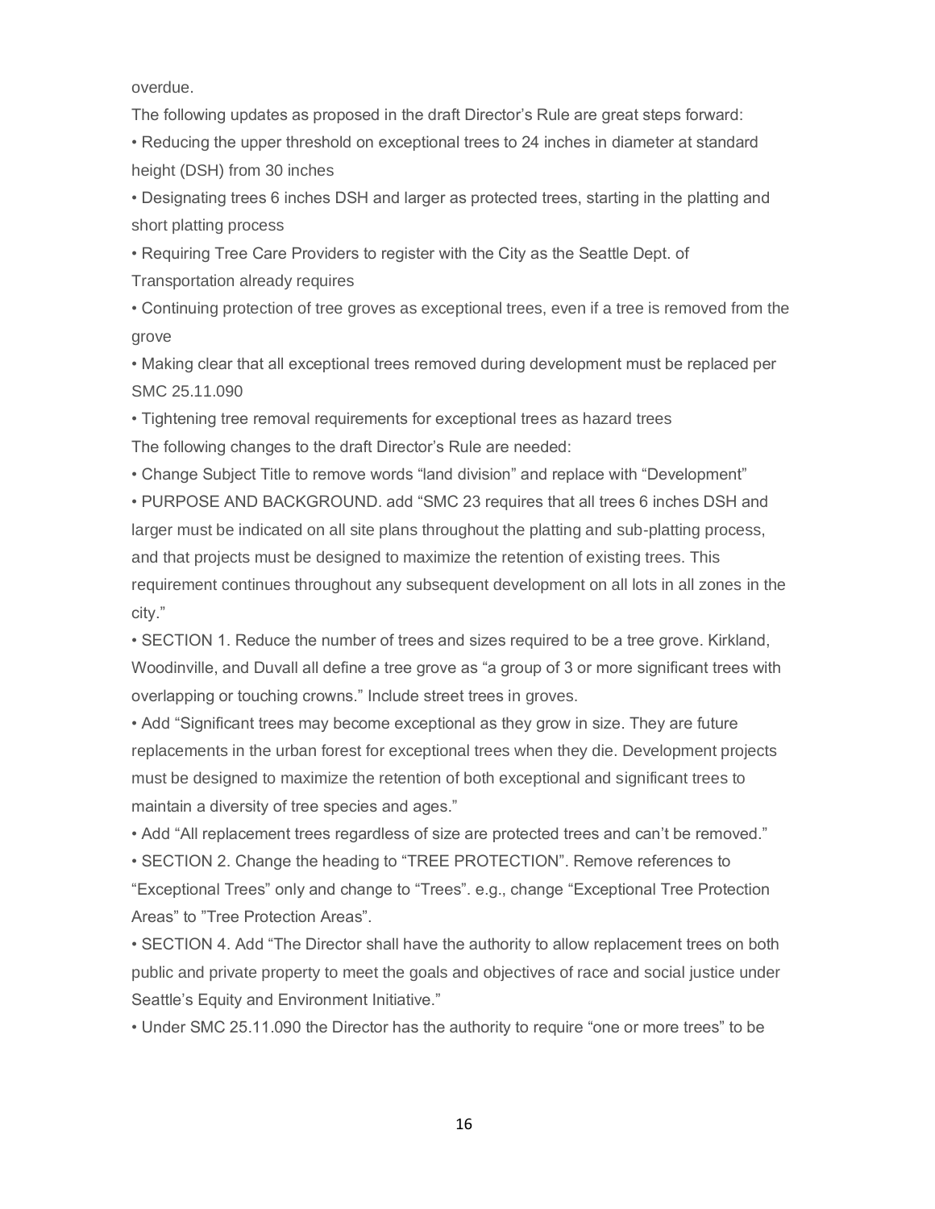overdue.

The following updates as proposed in the draft Director's Rule are great steps forward:

- Reducing the upper threshold on exceptional trees to 24 inches in diameter at standard height (DSH) from 30 inches
- Designating trees 6 inches DSH and larger as protected trees, starting in the platting and short platting process
- Requiring Tree Care Providers to register with the City as the Seattle Dept. of Transportation already requires
- Continuing protection of tree groves as exceptional trees, even if a tree is removed from the grove
- Making clear that all exceptional trees removed during development must be replaced per SMC 25.11.090
- Tightening tree removal requirements for exceptional trees as hazard trees

The following changes to the draft Director's Rule are needed:

- Change Subject Title to remove words "land division" and replace with "Development"
- PURPOSE AND BACKGROUND. add "SMC 23 requires that all trees 6 inches DSH and larger must be indicated on all site plans throughout the platting and sub-platting process, and that projects must be designed to maximize the retention of existing trees. This requirement continues throughout any subsequent development on all lots in all zones in the city."
- SECTION 1. Reduce the number of trees and sizes required to be a tree grove. Kirkland, Woodinville, and Duvall all define a tree grove as "a group of 3 or more significant trees with overlapping or touching crowns." Include street trees in groves.
- Add "Significant trees may become exceptional as they grow in size. They are future replacements in the urban forest for exceptional trees when they die. Development projects must be designed to maximize the retention of both exceptional and significant trees to maintain a diversity of tree species and ages."
- Add "All replacement trees regardless of size are protected trees and can't be removed."
- SECTION 2. Change the heading to "TREE PROTECTION". Remove references to "Exceptional Trees" only and change to "Trees". e.g., change "Exceptional Tree Protection Areas" to "Tree Protection Areas".
- SECTION 4. Add "The Director shall have the authority to allow replacement trees on both public and private property to meet the goals and objectives of race and social justice under Seattle's Equity and Environment Initiative."
- Under SMC 25.11.090 the Director has the authority to require "one or more trees" to be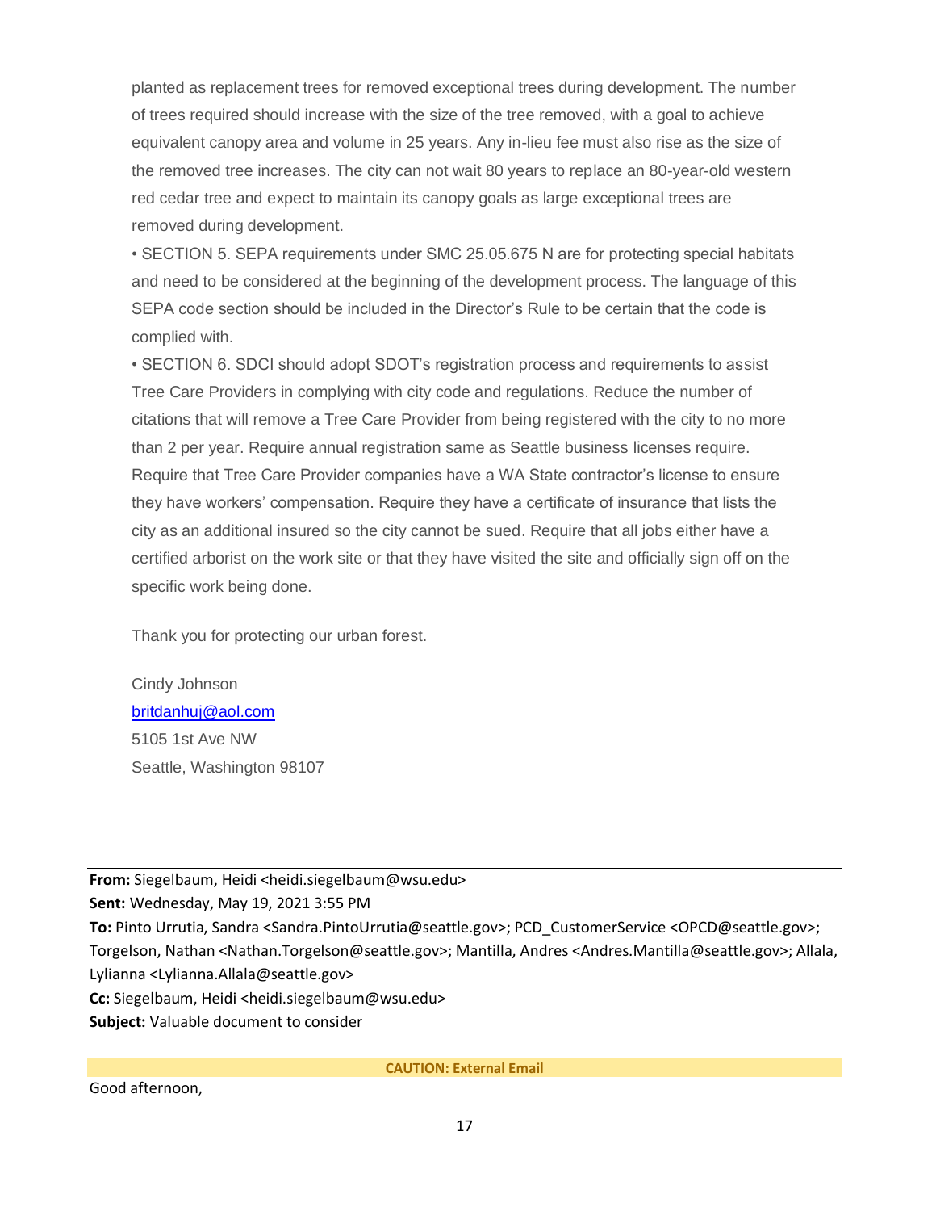planted as replacement trees for removed exceptional trees during development. The number of trees required should increase with the size of the tree removed, with a goal to achieve equivalent canopy area and volume in 25 years. Any in-lieu fee must also rise as the size of the removed tree increases. The city can not wait 80 years to replace an 80-year-old western red cedar tree and expect to maintain its canopy goals as large exceptional trees are removed during development.

• SECTION 5. SEPA requirements under SMC 25.05.675 N are for protecting special habitats and need to be considered at the beginning of the development process. The language of this SEPA code section should be included in the Director's Rule to be certain that the code is complied with.

• SECTION 6. SDCI should adopt SDOT's registration process and requirements to assist Tree Care Providers in complying with city code and regulations. Reduce the number of citations that will remove a Tree Care Provider from being registered with the city to no more than 2 per year. Require annual registration same as Seattle business licenses require. Require that Tree Care Provider companies have a WA State contractor's license to ensure they have workers' compensation. Require they have a certificate of insurance that lists the city as an additional insured so the city cannot be sued. Require that all jobs either have a certified arborist on the work site or that they have visited the site and officially sign off on the specific work being done.

Thank you for protecting our urban forest.

Cindy Johnson
britdanhuj@aol.com
5105 1st Ave NW
Seattle, Washington 98107

---

**From:** Siegelbaum, Heidi <heidi.siegelbaum@wsu.edu>
**Sent:** Wednesday, May 19, 2021 3:55 PM
**To:** Pinto Urrutia, Sandra <Sandra.PintoUrrutia@seattle.gov>; PCD_CustomerService <OPCD@seattle.gov>; Torgelson, Nathan <Nathan.Torgelson@seattle.gov>; Mantilla, Andres <Andres.Mantilla@seattle.gov>; Allala, Lylianna <Lylianna.Allala@seattle.gov>
**Cc:** Siegelbaum, Heidi <heidi.siegelbaum@wsu.edu>
**Subject:** Valuable document to consider

**CAUTION: External Email**

Good afternoon,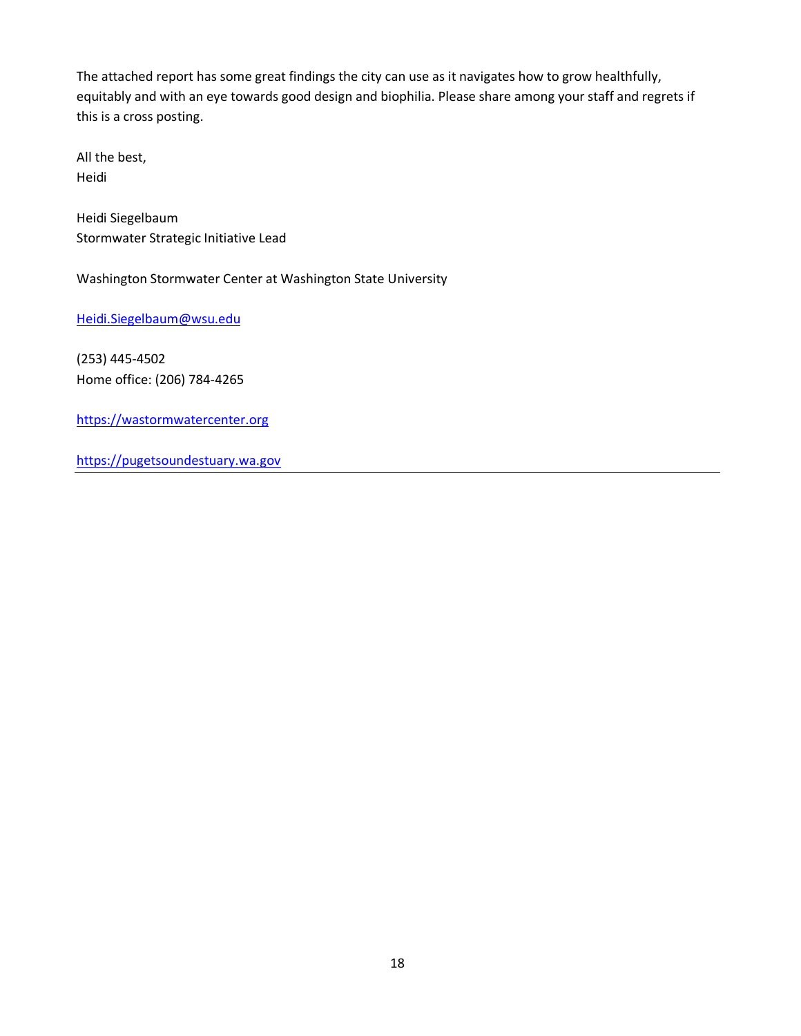The attached report has some great findings the city can use as it navigates how to grow healthfully, equitably and with an eye towards good design and biophilia. Please share among your staff and regrets if this is a cross posting.

All the best,
Heidi

Heidi Siegelbaum
Stormwater Strategic Initiative Lead

Washington Stormwater Center at Washington State University

[Heidi.Siegelbaum@wsu.edu](mailto:Heidi.Siegelbaum@wsu.edu)

(253) 445-4502
Home office: (206) 784-4265

[https://wastormwatercenter.org](https://wastormwatercenter.org)

[https://pugetsoundestuary.wa.gov](https://pugetsoundestuary.wa.gov)

---